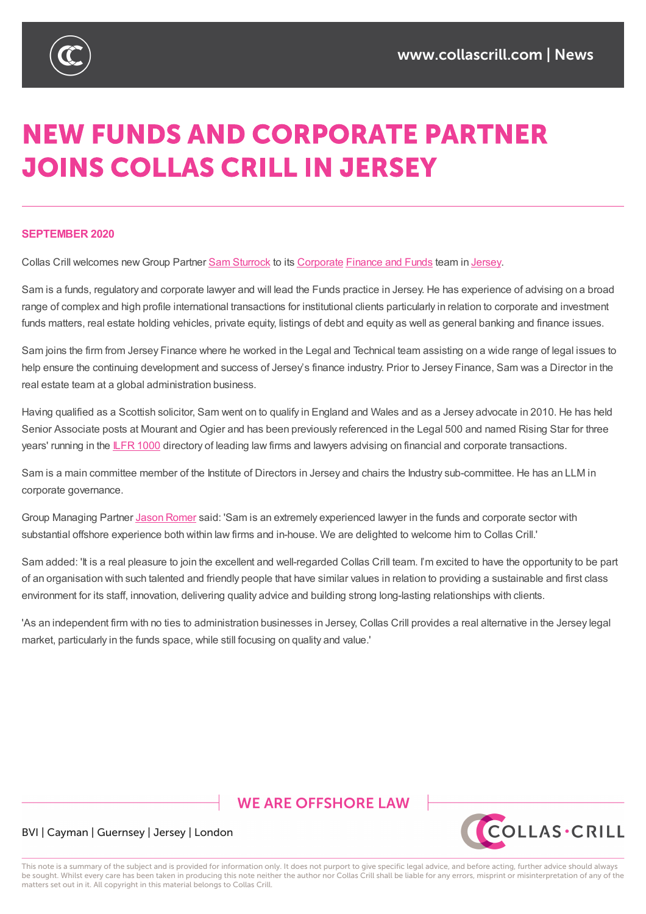# NEW FUNDS AND CORPORATE PARTNER JOINS COLLAS CRILL IN JERSEY

**SEPTEMBER 2020**

Collas Crill welcomes new Group Partner Sam Sturrock to its Corporate Finance and Funds team in Jersey.

Sam is a funds, regulatory and corporate lawyer and will lead the Funds practice in Jersey. He has experience of advising on a broad range of complex and high profile international transactions for institutional clients particularly in relation to corporate and investment funds matters, real estate holding vehicles, private equity, listings of debt and equity as well as general banking and finance issues.

Sam joins the firm from Jersey Finance where he worked in the Legal and Technical team assisting on a wide range of legal issues to help ensure the continuing development and success of Jersey's finance industry. Prior to Jersey Finance, Sam was a Director in the real estate team at a global administration business.

Having qualified as a Scottish solicitor, Sam went on to qualify in England and Wales and as a Jersey advocate in 2010. He has held Senior Associate posts at Mourant and Ogier and has been previously referenced in the Legal 500 and named Rising Star for three years' running in the IFLR 1000 directory of leading law firms and lawyers advising on financial and corporate transactions.

Sam is a main committee member of the Institute of Directors in Jersey and chairs the Industry sub-committee. He has an LLM in corporate governance.

Group Managing Partner Jason Romer said: 'Sam is an extremely experienced lawyer in the funds and corporate sector with substantial offshore experience both within law firms and in-house. We are delighted to welcome him to Collas Crill.'

Sam added: 'It is a real pleasure to join the excellent and well-regarded Collas Crill team. I'm excited to have the opportunity to be part of an organisation with such talented and friendly people that have similar values in relation to providing a sustainable and first class environment for its staff, innovation, delivering quality advice and building strong long-lasting relationships with clients.

'As an independent firm with no ties to administration businesses in Jersey, Collas Crill provides a real alternative in the Jersey legal market, particularly in the funds space, while still focusing on quality and value.'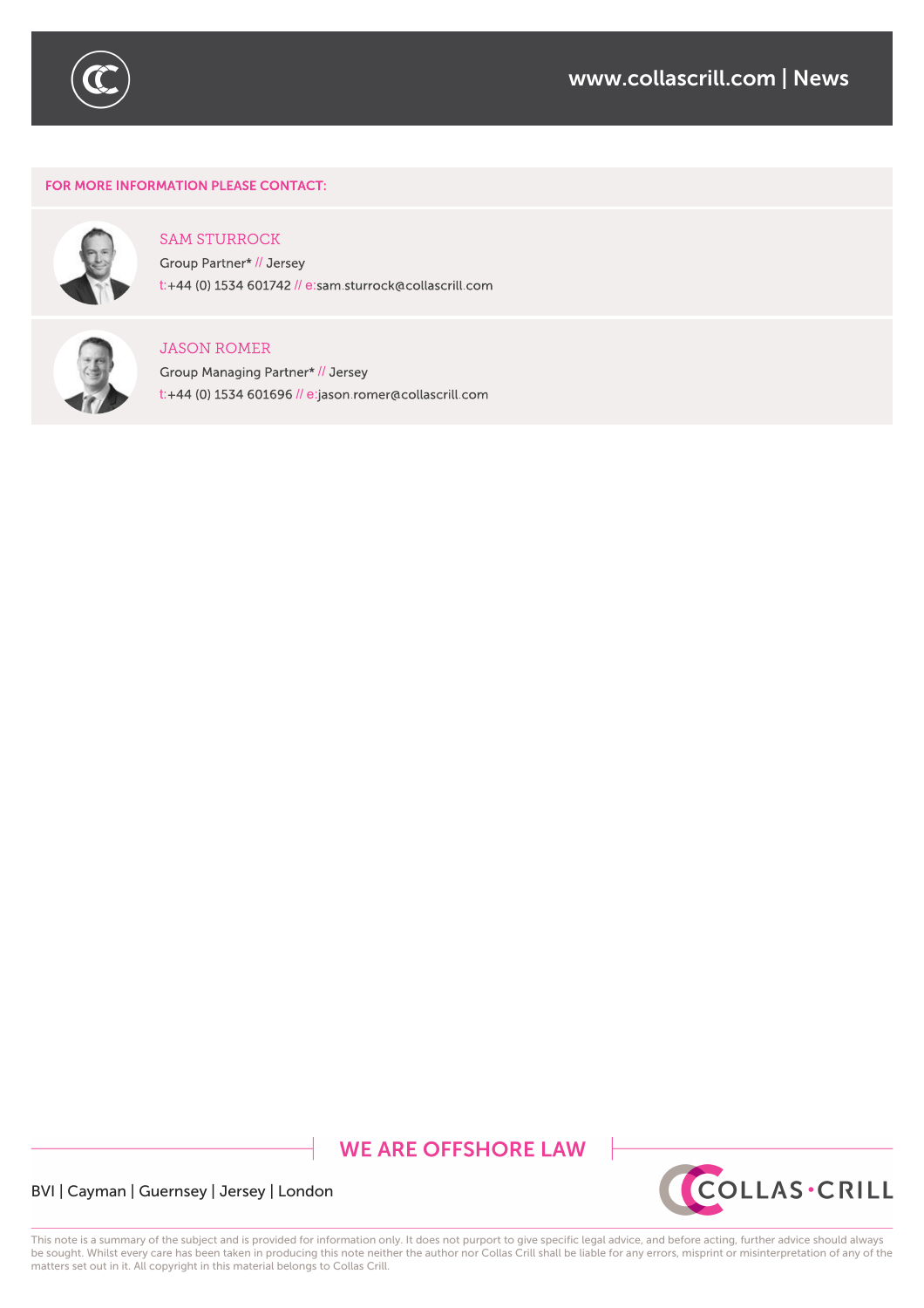FOR MORE INFORMATION PLEASE CONTACT:

SAM STURROCK

Group Partner* // Jersey

t:+44 (0) 1534 601742 // e:sam.sturrock@collascrill.com

JASON ROMER

Group Managing Partner* // Jersey

t:+44 (0) 1534 601696 // e:jason.romer@collascrill.com

WE ARE OFFSHORE LAW

BVI | Cayman | Guernsey | Jersey | London

This note is a summary of the subject and is provided for information only. It does not purport to give specific legal advice, and before acting, further advice should always be sought. Whilst every care has been taken in producing this note neither the author nor Collas Crill shall be liable for any errors, misprint or misinterpretation of any of the matters set out in it. All copyright in this material belongs to Collas Crill.